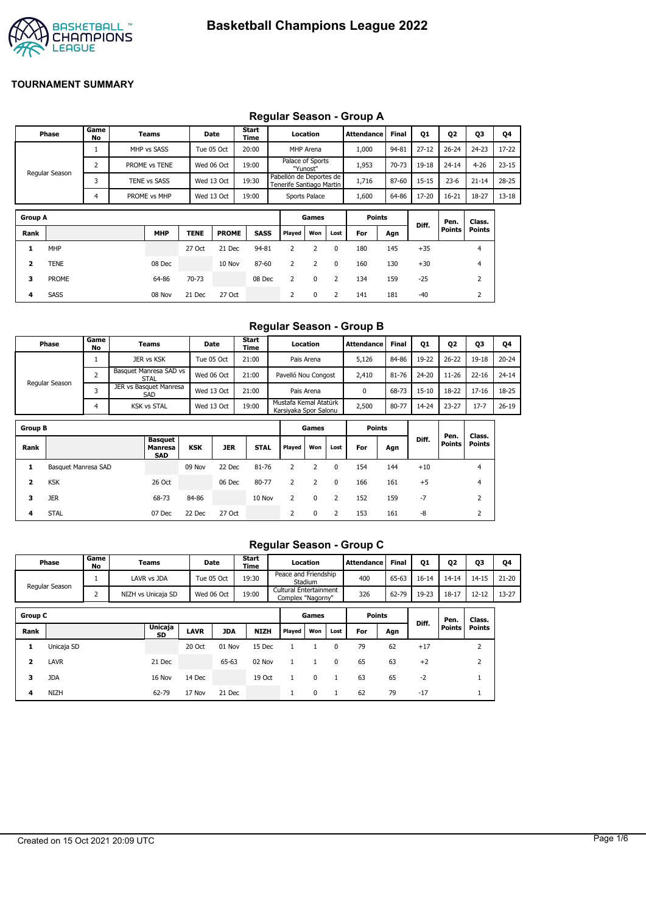# Basketball Champions League 2022

## TOURNAMENT SUMMARY

### Regular Season - Group A

| Phase | Game No | Teams | Date | Start Time | Location | Attendance | Final | Q1 | Q2 | Q3 | Q4 |
|---|---|---|---|---|---|---|---|---|---|---|---|
| Regular Season | 1 | MHP vs SASS | Tue 05 Oct | 20:00 | MHP Arena | 1,000 | 94-81 | 27-12 | 26-24 | 24-23 | 17-22 |
| | 2 | PROME vs TENE | Wed 06 Oct | 19:00 | Palace of Sports "Yunost" | 1,953 | 70-73 | 19-18 | 24-14 | 4-26 | 23-15 |
| | 3 | TENE vs SASS | Wed 13 Oct | 19:30 | Pabellón de Deportes de Tenerife Santiago Martin | 1,716 | 87-60 | 15-15 | 23-6 | 21-14 | 28-25 |
| | 4 | PROME vs MHP | Wed 13 Oct | 19:00 | Sports Palace | 1,600 | 64-86 | 17-20 | 16-21 | 18-27 | 13-18 |

| Group A | | | | | | Games | | | Points | | Diff. | Pen. Points | Class. Points |
|---|---|---|---|---|---|---|---|---|---|---|---|---|---|
| Rank | | MHP | TENE | PROME | SASS | Played | Won | Lost | For | Agn | | | |
| 1 | MHP | | 27 Oct | 21 Dec | 94-81 | 2 | 2 | 0 | 180 | 145 | +35 | | 4 |
| 2 | TENE | 08 Dec | | 10 Nov | 87-60 | 2 | 2 | 0 | 160 | 130 | +30 | | 4 |
| 3 | PROME | 64-86 | 70-73 | | 08 Dec | 2 | 0 | 2 | 134 | 159 | -25 | | 2 |
| 4 | SASS | 08 Nov | 21 Dec | 27 Oct | | 2 | 0 | 2 | 141 | 181 | -40 | | 2 |

### Regular Season - Group B

| Phase | Game No | Teams | Date | Start Time | Location | Attendance | Final | Q1 | Q2 | Q3 | Q4 |
|---|---|---|---|---|---|---|---|---|---|---|---|
| Regular Season | 1 | JER vs KSK | Tue 05 Oct | 21:00 | Pais Arena | 5,126 | 84-86 | 19-22 | 26-22 | 19-18 | 20-24 |
| | 2 | Basquet Manresa SAD vs STAL | Wed 06 Oct | 21:00 | Pavelló Nou Congost | 2,410 | 81-76 | 24-20 | 11-26 | 22-16 | 24-14 |
| | 3 | JER vs Basquet Manresa SAD | Wed 13 Oct | 21:00 | Pais Arena | 0 | 68-73 | 15-10 | 18-22 | 17-16 | 18-25 |
| | 4 | KSK vs STAL | Wed 13 Oct | 19:00 | Mustafa Kemal Atatürk Karsiyaka Spor Salonu | 2,500 | 80-77 | 14-24 | 23-27 | 17-7 | 26-19 |

| Group B | | | | | | Games | | | Points | | Diff. | Pen. Points | Class. Points |
|---|---|---|---|---|---|---|---|---|---|---|---|---|---|
| Rank | | Basquet Manresa SAD | KSK | JER | STAL | Played | Won | Lost | For | Agn | | | |
| 1 | Basquet Manresa SAD | | 09 Nov | 22 Dec | 81-76 | 2 | 2 | 0 | 154 | 144 | +10 | | 4 |
| 2 | KSK | 26 Oct | | 06 Dec | 80-77 | 2 | 2 | 0 | 166 | 161 | +5 | | 4 |
| 3 | JER | 68-73 | 84-86 | | 10 Nov | 2 | 0 | 2 | 152 | 159 | -7 | | 2 |
| 4 | STAL | 07 Dec | 22 Dec | 27 Oct | | 2 | 0 | 2 | 153 | 161 | -8 | | 2 |

### Regular Season - Group C

| Phase | Game No | Teams | Date | Start Time | Location | Attendance | Final | Q1 | Q2 | Q3 | Q4 |
|---|---|---|---|---|---|---|---|---|---|---|---|
| Regular Season | 1 | LAVR vs JDA | Tue 05 Oct | 19:30 | Peace and Friendship Stadium | 400 | 65-63 | 16-14 | 14-14 | 14-15 | 21-20 |
| | 2 | NIZH vs Unicaja SD | Wed 06 Oct | 19:00 | Cultural Entertainment Complex "Nagorny" | 326 | 62-79 | 19-23 | 18-17 | 12-12 | 13-27 |

| Group C | | | | | | Games | | | Points | | Diff. | Pen. Points | Class. Points |
|---|---|---|---|---|---|---|---|---|---|---|---|---|---|
| Rank | | Unicaja SD | LAVR | JDA | NIZH | Played | Won | Lost | For | Agn | | | |
| 1 | Unicaja SD | | 20 Oct | 01 Nov | 15 Dec | 1 | 1 | 0 | 79 | 62 | +17 | | 2 |
| 2 | LAVR | 21 Dec | | 65-63 | 02 Nov | 1 | 1 | 0 | 65 | 63 | +2 | | 2 |
| 3 | JDA | 16 Nov | 14 Dec | | 19 Oct | 1 | 0 | 1 | 63 | 65 | -2 | | 1 |
| 4 | NIZH | 62-79 | 17 Nov | 21 Dec | | 1 | 0 | 1 | 62 | 79 | -17 | | 1 |

Created on 15 Oct 2021 20:09 UTC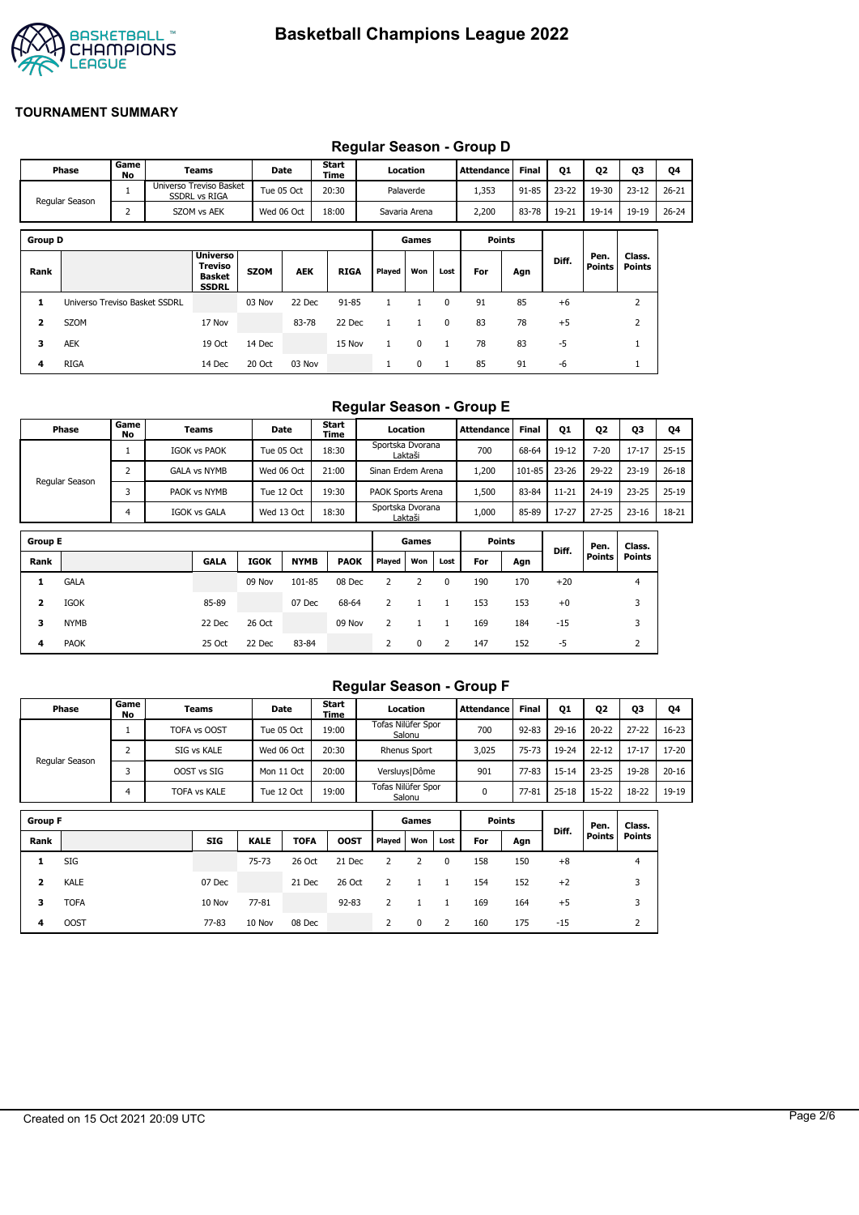# Basketball Champions League 2022

## TOURNAMENT SUMMARY

### Regular Season - Group D

| Phase | Game No | Teams | Date | Start Time | Location | Attendance | Final | Q1 | Q2 | Q3 | Q4 |
|---|---|---|---|---|---|---|---|---|---|---|---|
| Regular Season | 1 | Universo Treviso Basket SSDRL vs RIGA | Tue 05 Oct | 20:30 | Palaverde | 1,353 | 91-85 | 23-22 | 19-30 | 23-12 | 26-21 |
| | 2 | SZOM vs AEK | Wed 06 Oct | 18:00 | Savaria Arena | 2,200 | 83-78 | 19-21 | 19-14 | 19-19 | 26-24 |

| Group D | | | | | | Games | | | Points | | | | |
|---|---|---|---|---|---|---|---|---|---|---|---|---|---|
| Rank | | Universo Treviso Basket SSDRL | SZOM | AEK | RIGA | Played | Won | Lost | For | Agn | Diff. | Pen. Points | Class. Points |
| 1 | Universo Treviso Basket SSDRL | | 03 Nov | 22 Dec | 91-85 | 1 | 1 | 0 | 91 | 85 | +6 | | 2 |
| 2 | SZOM | 17 Nov | | 83-78 | 22 Dec | 1 | 1 | 0 | 83 | 78 | +5 | | 2 |
| 3 | AEK | 19 Oct | 14 Dec | | 15 Nov | 1 | 0 | 1 | 78 | 83 | -5 | | 1 |
| 4 | RIGA | 14 Dec | 20 Oct | 03 Nov | | 1 | 0 | 1 | 85 | 91 | -6 | | 1 |

### Regular Season - Group E

| Phase | Game No | Teams | Date | Start Time | Location | Attendance | Final | Q1 | Q2 | Q3 | Q4 |
|---|---|---|---|---|---|---|---|---|---|---|---|
| Regular Season | 1 | IGOK vs PAOK | Tue 05 Oct | 18:30 | Sportska Dvorana Laktaši | 700 | 68-64 | 19-12 | 7-20 | 17-17 | 25-15 |
| | 2 | GALA vs NYMB | Wed 06 Oct | 21:00 | Sinan Erdem Arena | 1,200 | 101-85 | 23-26 | 29-22 | 23-19 | 26-18 |
| | 3 | PAOK vs NYMB | Tue 12 Oct | 19:30 | PAOK Sports Arena | 1,500 | 83-84 | 11-21 | 24-19 | 23-25 | 25-19 |
| | 4 | IGOK vs GALA | Wed 13 Oct | 18:30 | Sportska Dvorana Laktaši | 1,000 | 85-89 | 17-27 | 27-25 | 23-16 | 18-21 |

| Group E | | | | | | Games | | | Points | | | | |
|---|---|---|---|---|---|---|---|---|---|---|---|---|---|
| Rank | | GALA | IGOK | NYMB | PAOK | Played | Won | Lost | For | Agn | Diff. | Pen. Points | Class. Points |
| 1 | GALA | | 09 Nov | 101-85 | 08 Dec | 2 | 2 | 0 | 190 | 170 | +20 | | 4 |
| 2 | IGOK | 85-89 | | 07 Dec | 68-64 | 2 | 1 | 1 | 153 | 153 | +0 | | 3 |
| 3 | NYMB | 22 Dec | 26 Oct | | 09 Nov | 2 | 1 | 1 | 169 | 184 | -15 | | 3 |
| 4 | PAOK | 25 Oct | 22 Dec | 83-84 | | 2 | 0 | 2 | 147 | 152 | -5 | | 2 |

### Regular Season - Group F

| Phase | Game No | Teams | Date | Start Time | Location | Attendance | Final | Q1 | Q2 | Q3 | Q4 |
|---|---|---|---|---|---|---|---|---|---|---|---|
| Regular Season | 1 | TOFA vs OOST | Tue 05 Oct | 19:00 | Tofas Nilüfer Spor Salonu | 700 | 92-83 | 29-16 | 20-22 | 27-22 | 16-23 |
| | 2 | SIG vs KALE | Wed 06 Oct | 20:30 | Rhenus Sport | 3,025 | 75-73 | 19-24 | 22-12 | 17-17 | 17-20 |
| | 3 | OOST vs SIG | Mon 11 Oct | 20:00 | Versluys\|Dôme | 901 | 77-83 | 15-14 | 23-25 | 19-28 | 20-16 |
| | 4 | TOFA vs KALE | Tue 12 Oct | 19:00 | Tofas Nilüfer Spor Salonu | 0 | 77-81 | 25-18 | 15-22 | 18-22 | 19-19 |

| Group F | | | | | | Games | | | Points | | | | |
|---|---|---|---|---|---|---|---|---|---|---|---|---|---|
| Rank | | SIG | KALE | TOFA | OOST | Played | Won | Lost | For | Agn | Diff. | Pen. Points | Class. Points |
| 1 | SIG | | 75-73 | 26 Oct | 21 Dec | 2 | 2 | 0 | 158 | 150 | +8 | | 4 |
| 2 | KALE | 07 Dec | | 21 Dec | 26 Oct | 2 | 1 | 1 | 154 | 152 | +2 | | 3 |
| 3 | TOFA | 10 Nov | 77-81 | | 92-83 | 2 | 1 | 1 | 169 | 164 | +5 | | 3 |
| 4 | OOST | 77-83 | 10 Nov | 08 Dec | | 2 | 0 | 2 | 160 | 175 | -15 | | 2 |

Created on 15 Oct 2021 20:09 UTC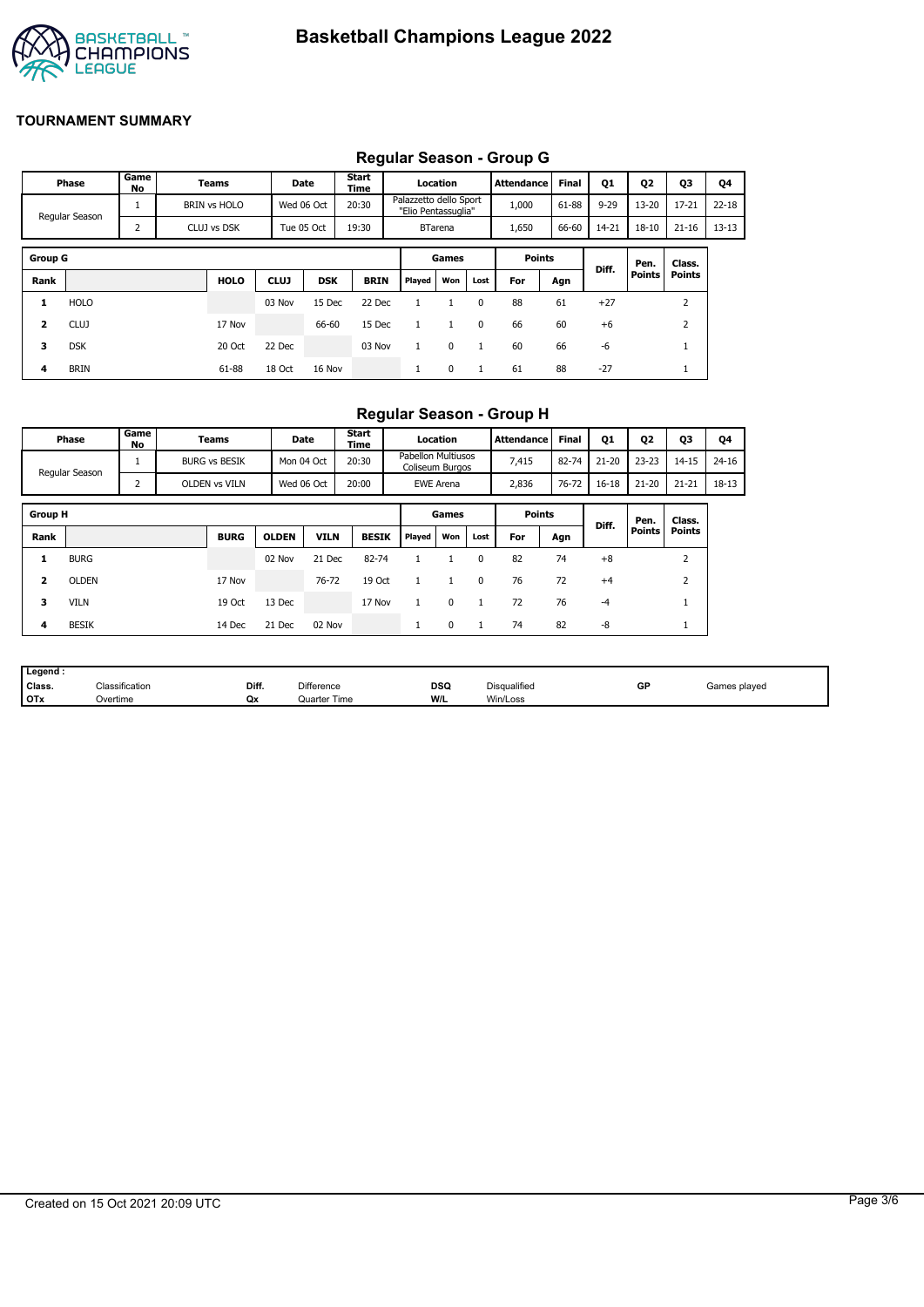# Basketball Champions League 2022

## TOURNAMENT SUMMARY

### Regular Season - Group G

| Phase | Game No | Teams | Date | Start Time | Location | Attendance | Final | Q1 | Q2 | Q3 | Q4 |
|---|---|---|---|---|---|---|---|---|---|---|---|
| Regular Season | 1 | BRIN vs HOLO | Wed 06 Oct | 20:30 | Palazzetto dello Sport "Elio Pentassuglia" | 1,000 | 61-88 | 9-29 | 13-20 | 17-21 | 22-18 |
| | 2 | CLUJ vs DSK | Tue 05 Oct | 19:30 | BTarena | 1,650 | 66-60 | 14-21 | 18-10 | 21-16 | 13-13 |

| Group G | | | | | | Games | | | Points | | Diff. | Pen. Points | Class. Points |
|---|---|---|---|---|---|---|---|---|---|---|---|---|---|
| Rank | | HOLO | CLUJ | DSK | BRIN | Played | Won | Lost | For | Agn | | | |
| 1 | HOLO | | 03 Nov | 15 Dec | 22 Dec | 1 | 1 | 0 | 88 | 61 | +27 | | 2 |
| 2 | CLUJ | 17 Nov | | 66-60 | 15 Dec | 1 | 1 | 0 | 66 | 60 | +6 | | 2 |
| 3 | DSK | 20 Oct | 22 Dec | | 03 Nov | 1 | 0 | 1 | 60 | 66 | -6 | | 1 |
| 4 | BRIN | 61-88 | 18 Oct | 16 Nov | | 1 | 0 | 1 | 61 | 88 | -27 | | 1 |

### Regular Season - Group H

| Phase | Game No | Teams | Date | Start Time | Location | Attendance | Final | Q1 | Q2 | Q3 | Q4 |
|---|---|---|---|---|---|---|---|---|---|---|---|
| Regular Season | 1 | BURG vs BESIK | Mon 04 Oct | 20:30 | Pabellon Multiusos Coliseum Burgos | 7,415 | 82-74 | 21-20 | 23-23 | 14-15 | 24-16 |
| | 2 | OLDEN vs VILN | Wed 06 Oct | 20:00 | EWE Arena | 2,836 | 76-72 | 16-18 | 21-20 | 21-21 | 18-13 |

| Group H | | | | | | Games | | | Points | | Diff. | Pen. Points | Class. Points |
|---|---|---|---|---|---|---|---|---|---|---|---|---|---|
| Rank | | BURG | OLDEN | VILN | BESIK | Played | Won | Lost | For | Agn | | | |
| 1 | BURG | | 02 Nov | 21 Dec | 82-74 | 1 | 1 | 0 | 82 | 74 | +8 | | 2 |
| 2 | OLDEN | 17 Nov | | 76-72 | 19 Oct | 1 | 1 | 0 | 76 | 72 | +4 | | 2 |
| 3 | VILN | 19 Oct | 13 Dec | | 17 Nov | 1 | 0 | 1 | 72 | 76 | -4 | | 1 |
| 4 | BESIK | 14 Dec | 21 Dec | 02 Nov | | 1 | 0 | 1 | 74 | 82 | -8 | | 1 |

| Legend : | | | | | | | |
|---|---|---|---|---|---|---|---|
| Class. | Classification | Diff. | Difference | DSQ | Disqualified | GP | Games played |
| OTx | Overtime | Qx | Quarter Time | W/L | Win/Loss | | |

Created on 15 Oct 2021 20:09 UTC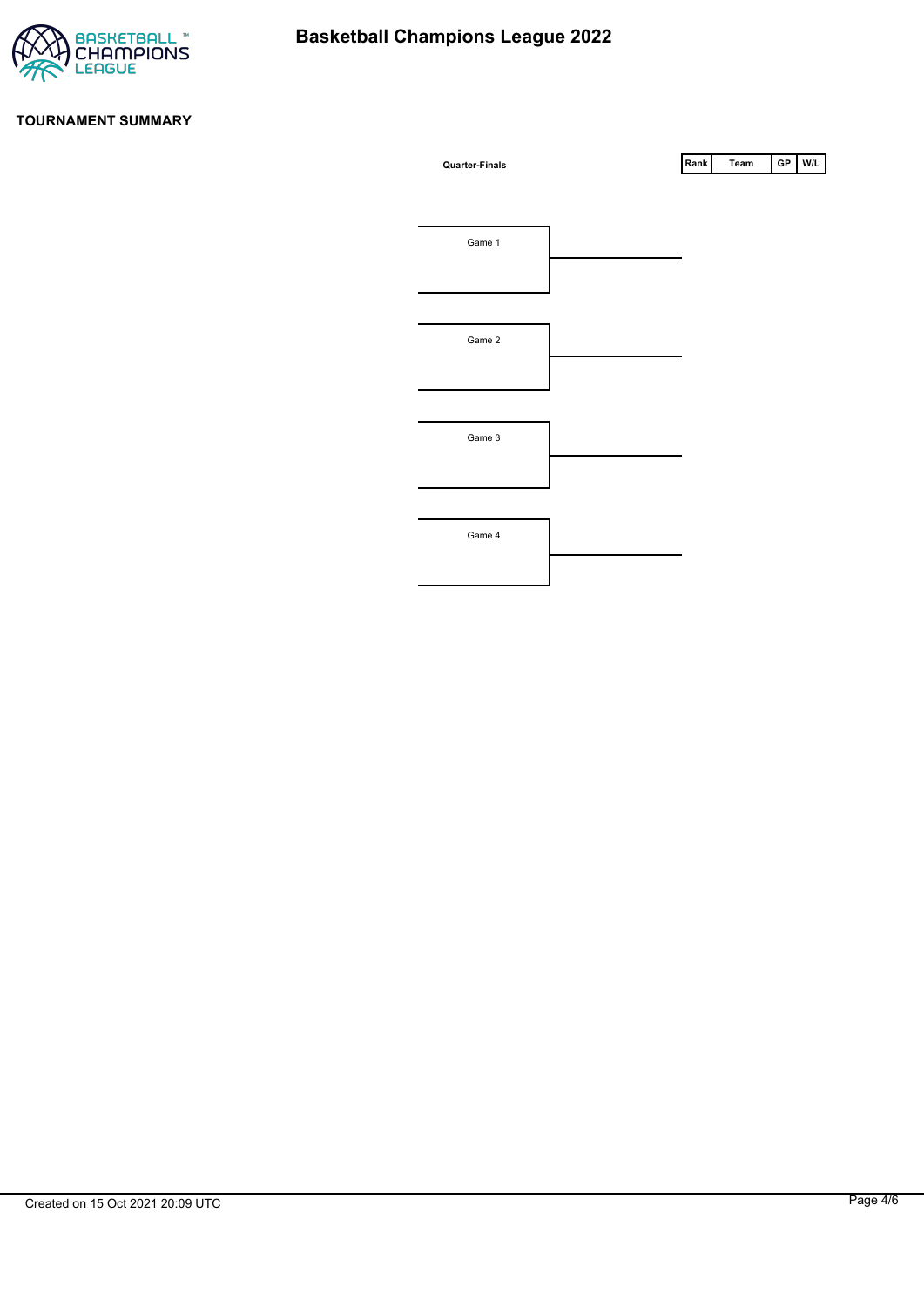# Basketball Champions League 2022

## TOURNAMENT SUMMARY

**Quarter-Finals**

| Rank | Team | GP | W/L |
| --- | --- | --- | --- |

Game 1

Game 2

Game 3

Game 4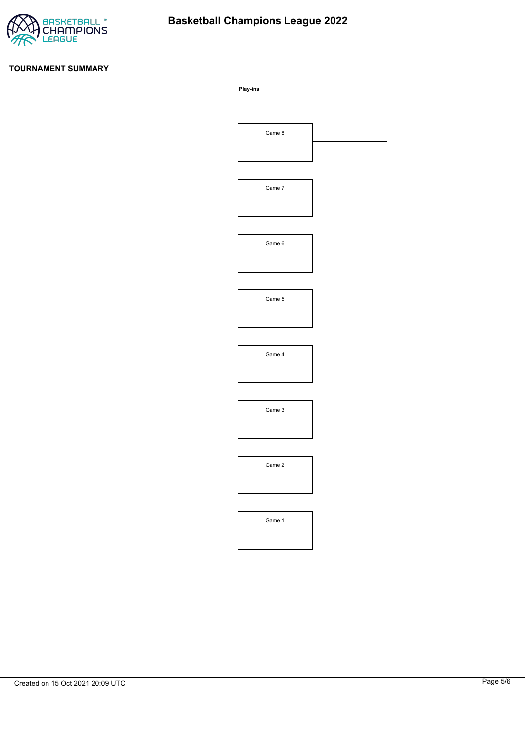# Basketball Champions League 2022

## TOURNAMENT SUMMARY

**Play-ins**

Game 8

Game 7

Game 6

Game 5

Game 4

Game 3

Game 2

Game 1

Created on 15 Oct 2021 20:09 UTC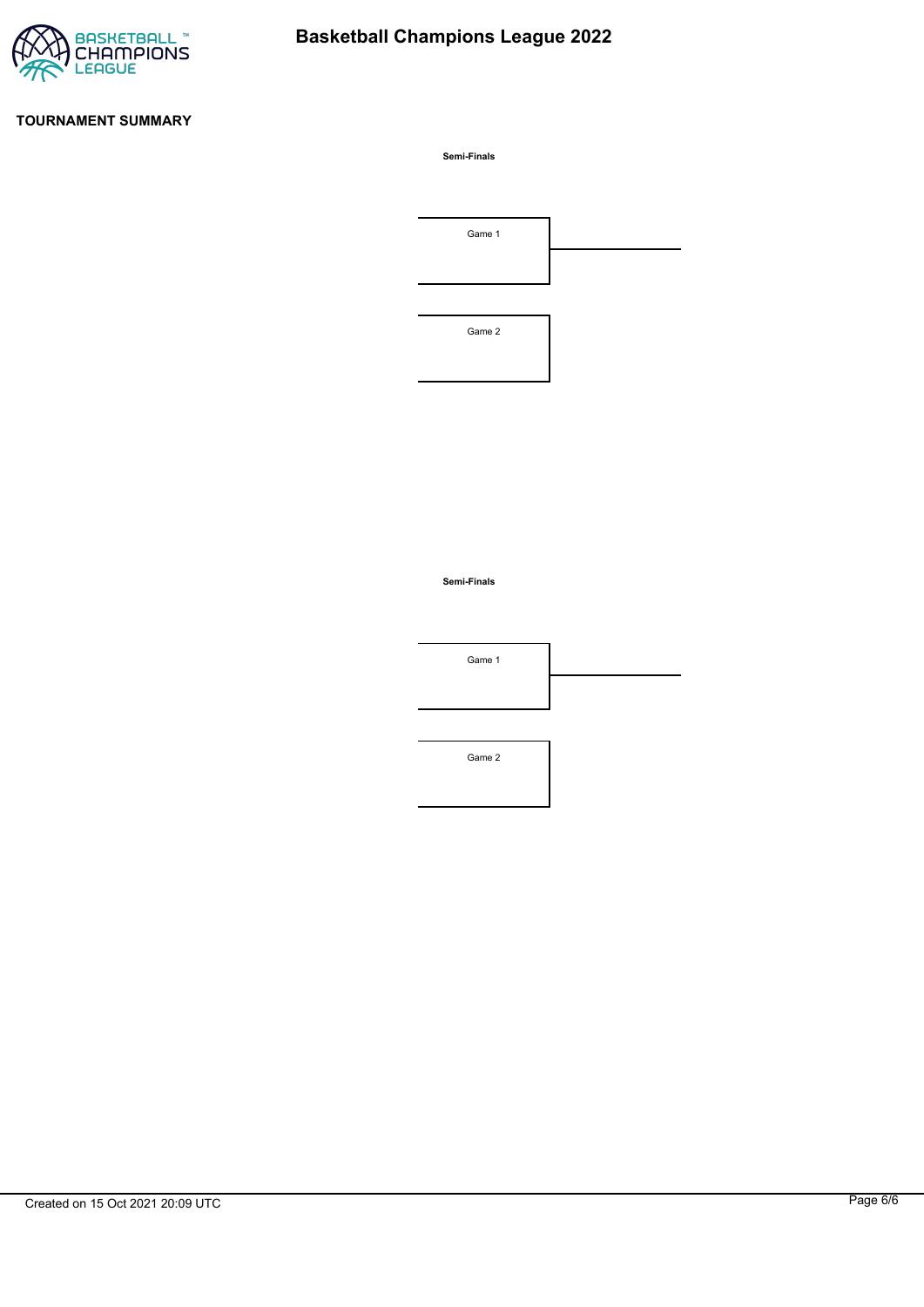# Basketball Champions League 2022

## TOURNAMENT SUMMARY

**Semi-Finals**

Game 1

Game 2

**Semi-Finals**

Game 1

Game 2

Created on 15 Oct 2021 20:09 UTC